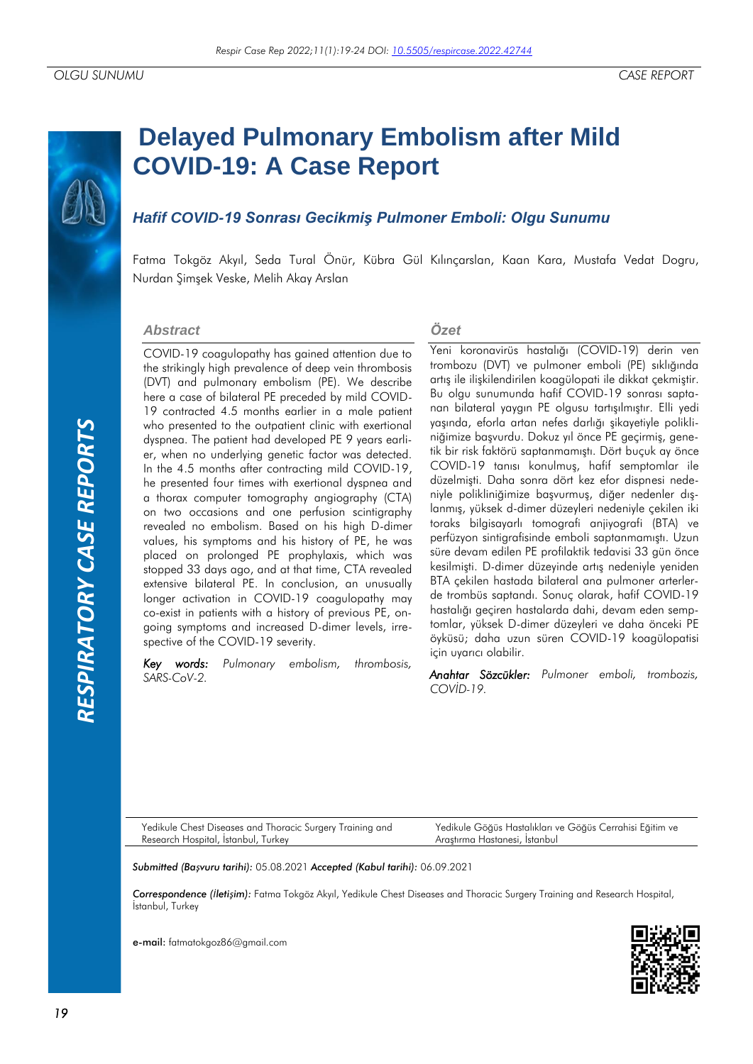OLGU SUNUMU | CASE REPORT

# Delayed Pulmonary Embolism after Mild COVID-19: A Case Report

## *Hafif COVID-19 Sonrası Gecikmiş Pulmoner Emboli: Olgu Sunumu*

Fatma Tokgöz Akyıl, Seda Tural Önür, Kübra Gül Kılınçarslan, Kaan Kara, Mustafa Vedat Dogru, Nurdan Şimşek Veske, Melih Akay Arslan

### Abstract

COVID-19 coagulopathy has gained attention due to the strikingly high prevalence of deep vein thrombosis (DVT) and pulmonary embolism (PE). We describe here a case of bilateral PE preceded by mild COVID-19 contracted 4.5 months earlier in a male patient who presented to the outpatient clinic with exertional dyspnea. The patient had developed PE 9 years earlier, when no underlying genetic factor was detected. In the 4.5 months after contracting mild COVID-19, he presented four times with exertional dyspnea and a thorax computer tomography angiography (CTA) on two occasions and one perfusion scintigraphy revealed no embolism. Based on his high D-dimer values, his symptoms and his history of PE, he was placed on prolonged PE prophylaxis, which was stopped 33 days ago, and at that time, CTA revealed extensive bilateral PE. In conclusion, an unusually longer activation in COVID-19 coagulopathy may co-exist in patients with a history of previous PE, ongoing symptoms and increased D-dimer levels, irrespective of the COVID-19 severity.

*Key words: Pulmonary embolism, thrombosis, SARS-CoV-2.*

### Özet

Yeni koronavirüs hastalığı (COVID-19) derin ven trombozu (DVT) ve pulmoner emboli (PE) sıklığında artış ile ilişkilendirilen koagülopati ile dikkat çekmiştir. Bu olgu sunumunda hafif COVID-19 sonrası saptanan bilateral yaygın PE olgusu tartışılmıştır. Elli yedi yaşında, eforla artan nefes darlığı şikayetiyle polikliniğimize başvurdu. Dokuz yıl önce PE geçirmiş, genetik bir risk faktörü saptanmamıştı. Dört buçuk ay önce COVID-19 tanısı konulmuş, hafif semptomlar ile düzelmişti. Daha sonra dört kez efor dispnesi nedeniyle polikliniğimize başvurmuş, diğer nedenler dışlanmış, yüksek d-dimer düzeyleri nedeniyle çekilen iki toraks bilgisayarlı tomografi anjiyografi (BTA) ve perfüzyon sintigrafisinde emboli saptanmamıştı. Uzun süre devam edilen PE profilaktik tedavisi 33 gün önce kesilmişti. D-dimer düzeyinde artış nedeniyle yeniden BTA çekilen hastada bilateral ana pulmoner arterlerde trombüs saptandı. Sonuç olarak, hafif COVID-19 hastalığı geçiren hastalarda dahi, devam eden semptomlar, yüksek D-dimer düzeyleri ve daha önceki PE öyküsü; daha uzun süren COVID-19 koagülopatisi için uyarıcı olabilir.

*Anahtar Sözcükler: Pulmoner emboli, trombozis, COVİD-19.*

Yedikule Chest Diseases and Thoracic Surgery Training and Research Hospital, İstanbul, Turkey

Yedikule Göğüs Hastalıkları ve Göğüs Cerrahisi Eğitim ve Araştırma Hastanesi, İstanbul

***Submitted (Başvuru tarihi):*** 05.08.2021 ***Accepted (Kabul tarihi):*** 06.09.2021

***Correspondence (İletişim):*** Fatma Tokgöz Akyıl, Yedikule Chest Diseases and Thoracic Surgery Training and Research Hospital, İstanbul, Turkey

**e-mail:** fatmatokgoz86@gmail.com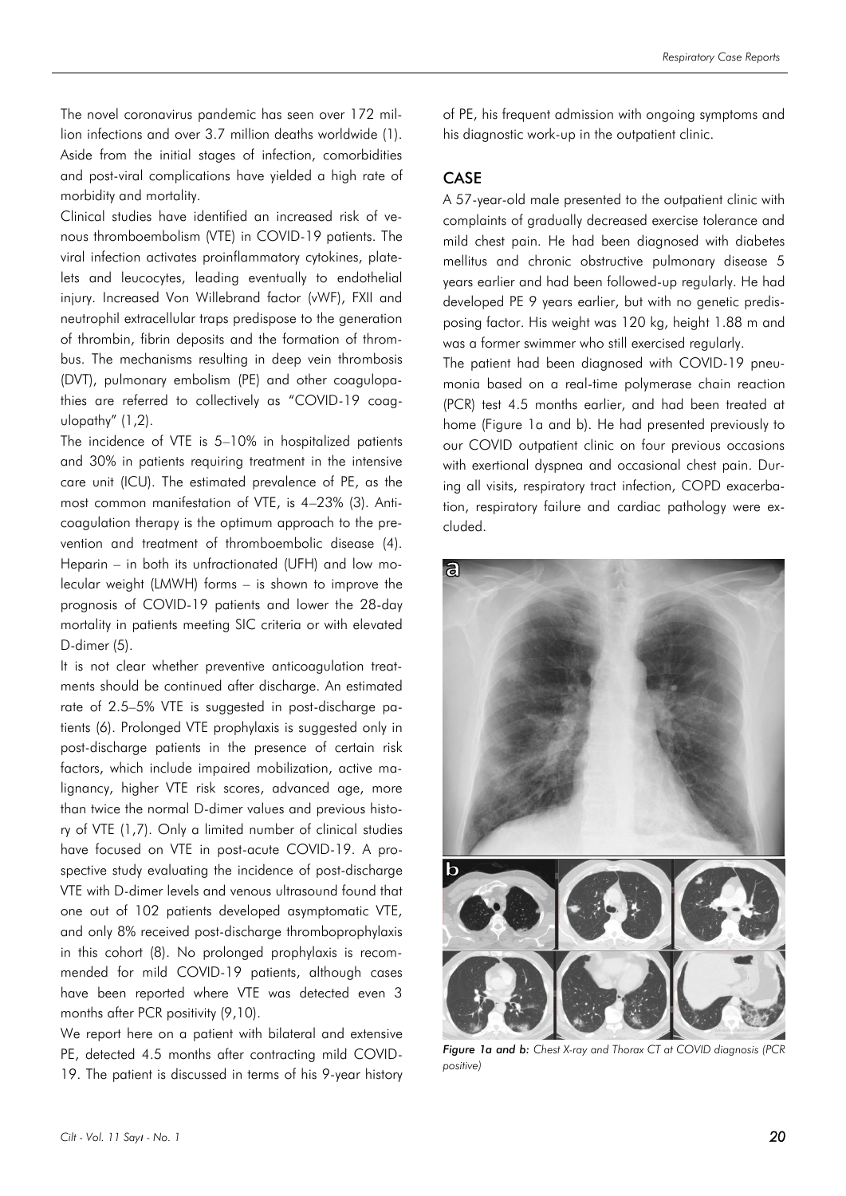The novel coronavirus pandemic has seen over 172 million infections and over 3.7 million deaths worldwide (1). Aside from the initial stages of infection, comorbidities and post-viral complications have yielded a high rate of morbidity and mortality.

Clinical studies have identified an increased risk of venous thromboembolism (VTE) in COVID-19 patients. The viral infection activates proinflammatory cytokines, platelets and leucocytes, leading eventually to endothelial injury. Increased Von Willebrand factor (vWF), FXII and neutrophil extracellular traps predispose to the generation of thrombin, fibrin deposits and the formation of thrombus. The mechanisms resulting in deep vein thrombosis (DVT), pulmonary embolism (PE) and other coagulopathies are referred to collectively as "COVID-19 coagulopathy" (1,2).

The incidence of VTE is 5–10% in hospitalized patients and 30% in patients requiring treatment in the intensive care unit (ICU). The estimated prevalence of PE, as the most common manifestation of VTE, is 4–23% (3). Anticoagulation therapy is the optimum approach to the prevention and treatment of thromboembolic disease (4). Heparin – in both its unfractionated (UFH) and low molecular weight (LMWH) forms – is shown to improve the prognosis of COVID-19 patients and lower the 28-day mortality in patients meeting SIC criteria or with elevated D-dimer (5).

It is not clear whether preventive anticoagulation treatments should be continued after discharge. An estimated rate of 2.5–5% VTE is suggested in post-discharge patients (6). Prolonged VTE prophylaxis is suggested only in post-discharge patients in the presence of certain risk factors, which include impaired mobilization, active malignancy, higher VTE risk scores, advanced age, more than twice the normal D-dimer values and previous history of VTE (1,7). Only a limited number of clinical studies have focused on VTE in post-acute COVID-19. A prospective study evaluating the incidence of post-discharge VTE with D-dimer levels and venous ultrasound found that one out of 102 patients developed asymptomatic VTE, and only 8% received post-discharge thromboprophylaxis in this cohort (8). No prolonged prophylaxis is recommended for mild COVID-19 patients, although cases have been reported where VTE was detected even 3 months after PCR positivity (9,10).

We report here on a patient with bilateral and extensive PE, detected 4.5 months after contracting mild COVID-19. The patient is discussed in terms of his 9-year history of PE, his frequent admission with ongoing symptoms and his diagnostic work-up in the outpatient clinic.

## CASE

A 57-year-old male presented to the outpatient clinic with complaints of gradually decreased exercise tolerance and mild chest pain. He had been diagnosed with diabetes mellitus and chronic obstructive pulmonary disease 5 years earlier and had been followed-up regularly. He had developed PE 9 years earlier, but with no genetic predisposing factor. His weight was 120 kg, height 1.88 m and was a former swimmer who still exercised regularly.

The patient had been diagnosed with COVID-19 pneumonia based on a real-time polymerase chain reaction (PCR) test 4.5 months earlier, and had been treated at home (Figure 1a and b). He had presented previously to our COVID outpatient clinic on four previous occasions with exertional dyspnea and occasional chest pain. During all visits, respiratory tract infection, COPD exacerbation, respiratory failure and cardiac pathology were excluded.

***Figure 1a and b:*** *Chest X-ray and Thorax CT at COVID diagnosis (PCR positive)*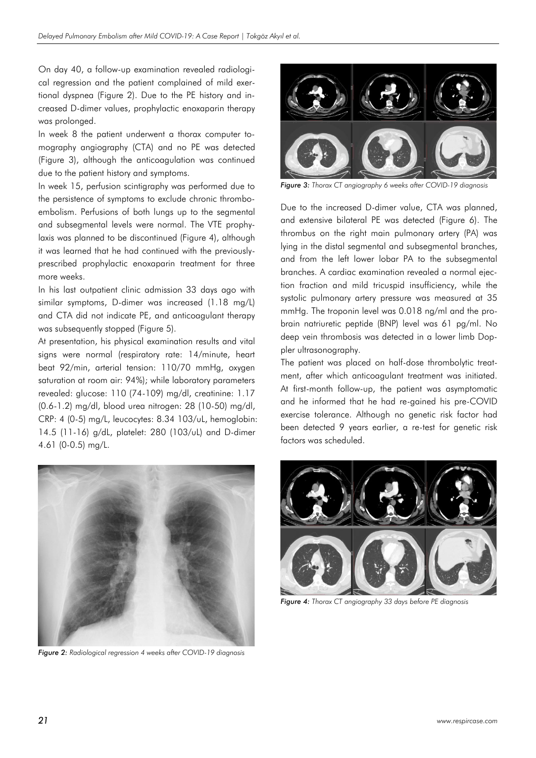On day 40, a follow-up examination revealed radiological regression and the patient complained of mild exertional dyspnea (Figure 2). Due to the PE history and increased D-dimer values, prophylactic enoxaparin therapy was prolonged.

In week 8 the patient underwent a thorax computer tomography angiography (CTA) and no PE was detected (Figure 3), although the anticoagulation was continued due to the patient history and symptoms.

In week 15, perfusion scintigraphy was performed due to the persistence of symptoms to exclude chronic thromboembolism. Perfusions of both lungs up to the segmental and subsegmental levels were normal. The VTE prophylaxis was planned to be discontinued (Figure 4), although it was learned that he had continued with the previously-prescribed prophylactic enoxaparin treatment for three more weeks.

In his last outpatient clinic admission 33 days ago with similar symptoms, D-dimer was increased (1.18 mg/L) and CTA did not indicate PE, and anticoagulant therapy was subsequently stopped (Figure 5).

At presentation, his physical examination results and vital signs were normal (respiratory rate: 14/minute, heart beat 92/min, arterial tension: 110/70 mmHg, oxygen saturation at room air: 94%); while laboratory parameters revealed: glucose: 110 (74-109) mg/dl, creatinine: 1.17 (0.6-1.2) mg/dl, blood urea nitrogen: 28 (10-50) mg/dl, CRP: 4 (0-5) mg/L, leucocytes: 8.34 103/uL, hemoglobin: 14.5 (11-16) g/dL, platelet: 280 (103/uL) and D-dimer 4.61 (0-0.5) mg/L.

*Figure 2: Radiological regression 4 weeks after COVID-19 diagnosis*

*Figure 3: Thorax CT angiography 6 weeks after COVID-19 diagnosis*

Due to the increased D-dimer value, CTA was planned, and extensive bilateral PE was detected (Figure 6). The thrombus on the right main pulmonary artery (PA) was lying in the distal segmental and subsegmental branches, and from the left lower lobar PA to the subsegmental branches. A cardiac examination revealed a normal ejection fraction and mild tricuspid insufficiency, while the systolic pulmonary artery pressure was measured at 35 mmHg. The troponin level was 0.018 ng/ml and the pro-brain natriuretic peptide (BNP) level was 61 pg/ml. No deep vein thrombosis was detected in a lower limb Doppler ultrasonography.

The patient was placed on half-dose thrombolytic treatment, after which anticoagulant treatment was initiated. At first-month follow-up, the patient was asymptomatic and he informed that he had re-gained his pre-COVID exercise tolerance. Although no genetic risk factor had been detected 9 years earlier, a re-test for genetic risk factors was scheduled.

*Figure 4: Thorax CT angiography 33 days before PE diagnosis*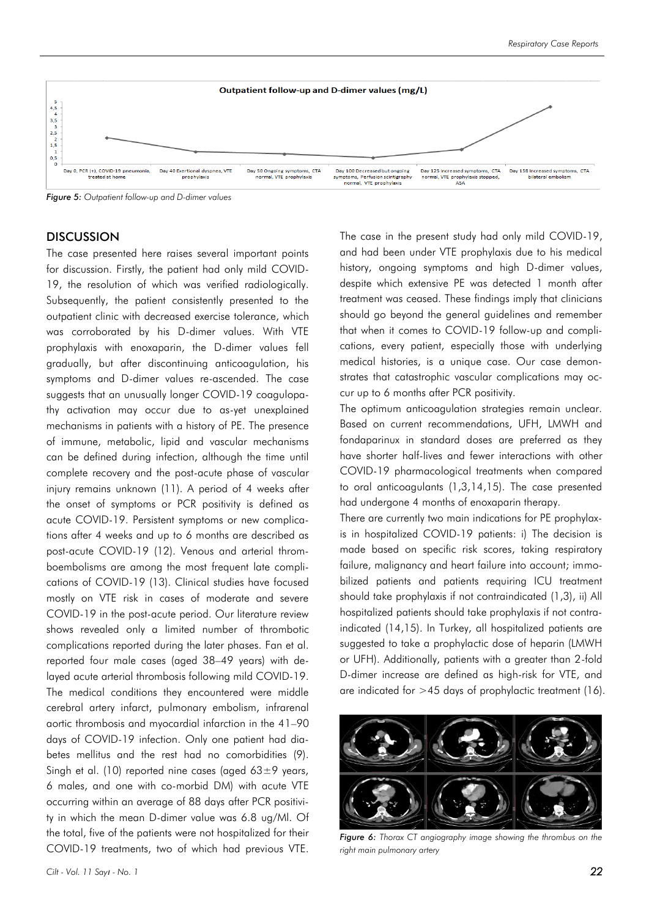*Figure 5: Outpatient follow-up and D-dimer values*

## DISCUSSION

The case presented here raises several important points for discussion. Firstly, the patient had only mild COVID-19, the resolution of which was verified radiologically. Subsequently, the patient consistently presented to the outpatient clinic with decreased exercise tolerance, which was corroborated by his D-dimer values. With VTE prophylaxis with enoxaparin, the D-dimer values fell gradually, but after discontinuing anticoagulation, his symptoms and D-dimer values re-ascended. The case suggests that an unusually longer COVID-19 coagulopathy activation may occur due to as-yet unexplained mechanisms in patients with a history of PE. The presence of immune, metabolic, lipid and vascular mechanisms can be defined during infection, although the time until complete recovery and the post-acute phase of vascular injury remains unknown (11). A period of 4 weeks after the onset of symptoms or PCR positivity is defined as acute COVID-19. Persistent symptoms or new complications after 4 weeks and up to 6 months are described as post-acute COVID-19 (12). Venous and arterial thromboembolisms are among the most frequent late complications of COVID-19 (13). Clinical studies have focused mostly on VTE risk in cases of moderate and severe COVID-19 in the post-acute period. Our literature review shows revealed only a limited number of thrombotic complications reported during the later phases. Fan et al. reported four male cases (aged 38–49 years) with delayed acute arterial thrombosis following mild COVID-19. The medical conditions they encountered were middle cerebral artery infarct, pulmonary embolism, infrarenal aortic thrombosis and myocardial infarction in the 41–90 days of COVID-19 infection. Only one patient had diabetes mellitus and the rest had no comorbidities (9). Singh et al. (10) reported nine cases (aged 63±9 years, 6 males, and one with co-morbid DM) with acute VTE occurring within an average of 88 days after PCR positivity in which the mean D-dimer value was 6.8 ug/Ml. Of the total, five of the patients were not hospitalized for their COVID-19 treatments, two of which had previous VTE.

The case in the present study had only mild COVID-19, and had been under VTE prophylaxis due to his medical history, ongoing symptoms and high D-dimer values, despite which extensive PE was detected 1 month after treatment was ceased. These findings imply that clinicians should go beyond the general guidelines and remember that when it comes to COVID-19 follow-up and complications, every patient, especially those with underlying medical histories, is a unique case. Our case demonstrates that catastrophic vascular complications may occur up to 6 months after PCR positivity.

The optimum anticoagulation strategies remain unclear. Based on current recommendations, UFH, LMWH and fondaparinux in standard doses are preferred as they have shorter half-lives and fewer interactions with other COVID-19 pharmacological treatments when compared to oral anticoagulants (1,3,14,15). The case presented had undergone 4 months of enoxaparin therapy.

There are currently two main indications for PE prophylaxis in hospitalized COVID-19 patients: i) The decision is made based on specific risk scores, taking respiratory failure, malignancy and heart failure into account; immobilized patients and patients requiring ICU treatment should take prophylaxis if not contraindicated (1,3), ii) All hospitalized patients should take prophylaxis if not contraindicated (14,15). In Turkey, all hospitalized patients are suggested to take a prophylactic dose of heparin (LMWH or UFH). Additionally, patients with a greater than 2-fold D-dimer increase are defined as high-risk for VTE, and are indicated for >45 days of prophylactic treatment (16).

*Figure 6: Thorax CT angiography image showing the thrombus on the right main pulmonary artery*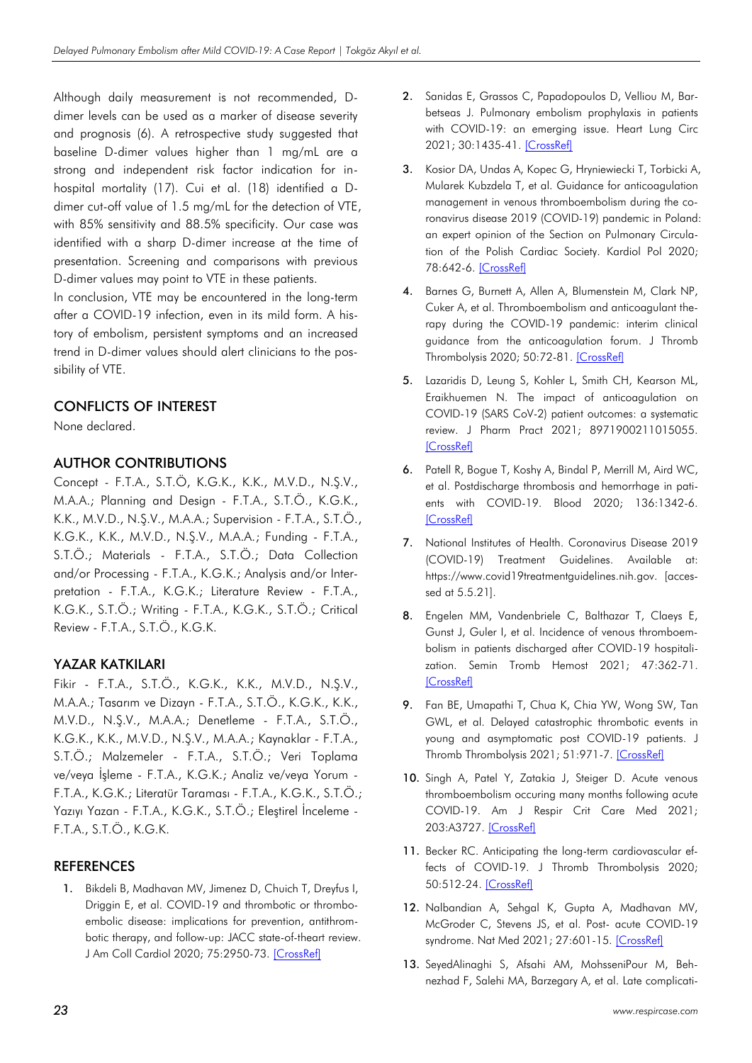Although daily measurement is not recommended, D-dimer levels can be used as a marker of disease severity and prognosis (6). A retrospective study suggested that baseline D-dimer values higher than 1 mg/mL are a strong and independent risk factor indication for in-hospital mortality (17). Cui et al. (18) identified a D-dimer cut-off value of 1.5 mg/mL for the detection of VTE, with 85% sensitivity and 88.5% specificity. Our case was identified with a sharp D-dimer increase at the time of presentation. Screening and comparisons with previous D-dimer values may point to VTE in these patients.

In conclusion, VTE may be encountered in the long-term after a COVID-19 infection, even in its mild form. A history of embolism, persistent symptoms and an increased trend in D-dimer values should alert clinicians to the possibility of VTE.

## CONFLICTS OF INTEREST

None declared.

## AUTHOR CONTRIBUTIONS

Concept - F.T.A., S.T.Ö, K.G.K., K.K., M.V.D., N.Ş.V., M.A.A.; Planning and Design - F.T.A., S.T.Ö., K.G.K., K.K., M.V.D., N.Ş.V., M.A.A.; Supervision - F.T.A., S.T.Ö., K.G.K., K.K., M.V.D., N.Ş.V., M.A.A.; Funding - F.T.A., S.T.Ö.; Materials - F.T.A., S.T.Ö.; Data Collection and/or Processing - F.T.A., K.G.K.; Analysis and/or Interpretation - F.T.A., K.G.K.; Literature Review - F.T.A., K.G.K., S.T.Ö.; Writing - F.T.A., K.G.K., S.T.Ö.; Critical Review - F.T.A., S.T.Ö., K.G.K.

## YAZAR KATKILARI

Fikir - F.T.A., S.T.Ö., K.G.K., K.K., M.V.D., N.Ş.V., M.A.A.; Tasarım ve Dizayn - F.T.A., S.T.Ö., K.G.K., K.K., M.V.D., N.Ş.V., M.A.A.; Denetleme - F.T.A., S.T.Ö., K.G.K., K.K., M.V.D., N.Ş.V., M.A.A.; Kaynaklar - F.T.A., S.T.Ö.; Malzemeler - F.T.A., S.T.Ö.; Veri Toplama ve/veya İşleme - F.T.A., K.G.K.; Analiz ve/veya Yorum - F.T.A., K.G.K.; Literatür Taraması - F.T.A., K.G.K., S.T.Ö.; Yazıyı Yazan - F.T.A., K.G.K., S.T.Ö.; Eleştirel İnceleme - F.T.A., S.T.Ö., K.G.K.

## REFERENCES

1. Bikdeli B, Madhavan MV, Jimenez D, Chuich T, Dreyfus I, Driggin E, et al. COVID-19 and thrombotic or thromboembolic disease: implications for prevention, antithrombotic therapy, and follow-up: JACC state-of-theart review. J Am Coll Cardiol 2020; 75:2950-73. [CrossRef]
2. Sanidas E, Grassos C, Papadopoulos D, Velliou M, Barbetseas J. Pulmonary embolism prophylaxis in patients with COVID-19: an emerging issue. Heart Lung Circ 2021; 30:1435-41. [CrossRef]
3. Kosior DA, Undas A, Kopec G, Hryniewiecki T, Torbicki A, Mularek Kubzdela T, et al. Guidance for anticoagulation management in venous thromboembolism during the coronavirus disease 2019 (COVID-19) pandemic in Poland: an expert opinion of the Section on Pulmonary Circulation of the Polish Cardiac Society. Kardiol Pol 2020; 78:642-6. [CrossRef]
4. Barnes G, Burnett A, Allen A, Blumenstein M, Clark NP, Cuker A, et al. Thromboembolism and anticoagulant therapy during the COVID-19 pandemic: interim clinical guidance from the anticoagulation forum. J Thromb Thrombolysis 2020; 50:72-81. [CrossRef]
5. Lazaridis D, Leung S, Kohler L, Smith CH, Kearson ML, Eraikhuemen N. The impact of anticoagulation on COVID-19 (SARS CoV-2) patient outcomes: a systematic review. J Pharm Pract 2021; 8971900211015055. [CrossRef]
6. Patell R, Bogue T, Koshy A, Bindal P, Merrill M, Aird WC, et al. Postdischarge thrombosis and hemorrhage in patients with COVID-19. Blood 2020; 136:1342-6. [CrossRef]
7. National Institutes of Health. Coronavirus Disease 2019 (COVID-19) Treatment Guidelines. Available at: https://www.covid19treatmentguidelines.nih.gov. [accessed at 5.5.21].
8. Engelen MM, Vandenbriele C, Balthazar T, Claeys E, Gunst J, Guler I, et al. Incidence of venous thromboembolism in patients discharged after COVID-19 hospitalization. Semin Tromb Hemost 2021; 47:362-71. [CrossRef]
9. Fan BE, Umapathi T, Chua K, Chia YW, Wong SW, Tan GWL, et al. Delayed catastrophic thrombotic events in young and asymptomatic post COVID-19 patients. J Thromb Thrombolysis 2021; 51:971-7. [CrossRef]
10. Singh A, Patel Y, Zatakia J, Steiger D. Acute venous thromboembolism occuring many months following acute COVID-19. Am J Respir Crit Care Med 2021; 203:A3727. [CrossRef]
11. Becker RC. Anticipating the long-term cardiovascular effects of COVID-19. J Thromb Thrombolysis 2020; 50:512-24. [CrossRef]
12. Nalbandian A, Sehgal K, Gupta A, Madhavan MV, McGroder C, Stevens JS, et al. Post- acute COVID-19 syndrome. Nat Med 2021; 27:601-15. [CrossRef]
13. SeyedAlinaghi S, Afsahi AM, MohsseniPour M, Behnezhad F, Salehi MA, Barzegary A, et al. Late complicati-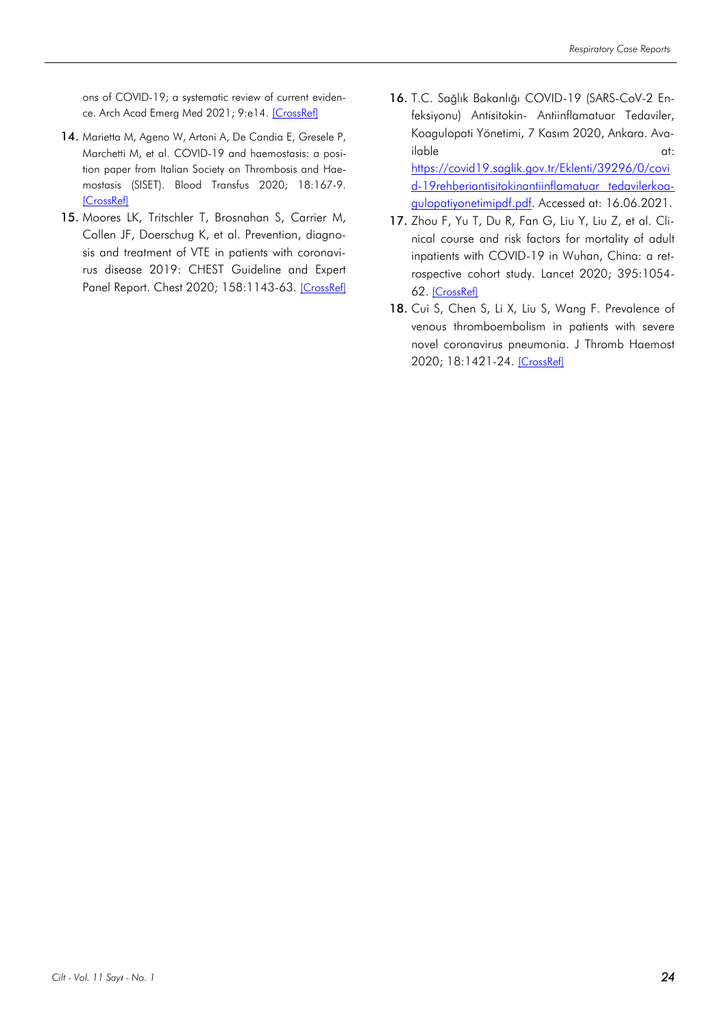ons of COVID-19; a systematic review of current evidence. Arch Acad Emerg Med 2021; 9:e14. [CrossRef]

14. Marietta M, Ageno W, Artoni A, De Candia E, Gresele P, Marchetti M, et al. COVID-19 and haemostasis: a position paper from Italian Society on Thrombosis and Haemostasis (SISET). Blood Transfus 2020; 18:167-9. [CrossRef]

15. Moores LK, Tritschler T, Brosnahan S, Carrier M, Collen JF, Doerschug K, et al. Prevention, diagnosis and treatment of VTE in patients with coronavirus disease 2019: CHEST Guideline and Expert Panel Report. Chest 2020; 158:1143-63. [CrossRef]

16. T.C. Sağlık Bakanlığı COVID-19 (SARS-CoV-2 Enfeksiyonu) Antisitokin- Antiinflamatuar Tedaviler, Koagulopati Yönetimi, 7 Kasım 2020, Ankara. Available at: https://covid19.saglik.gov.tr/Eklenti/39296/0/covid-19rehberiantisitokinantiinflamatuar_tedavilerkoagulopatiyonetimipdf.pdf. Accessed at: 16.06.2021.

17. Zhou F, Yu T, Du R, Fan G, Liu Y, Liu Z, et al. Clinical course and risk factors for mortality of adult inpatients with COVID-19 in Wuhan, China: a retrospective cohort study. Lancet 2020; 395:1054-62. [CrossRef]

18. Cui S, Chen S, Li X, Liu S, Wang F. Prevalence of venous thromboembolism in patients with severe novel coronavirus pneumonia. J Thromb Haemost 2020; 18:1421-24. [CrossRef]